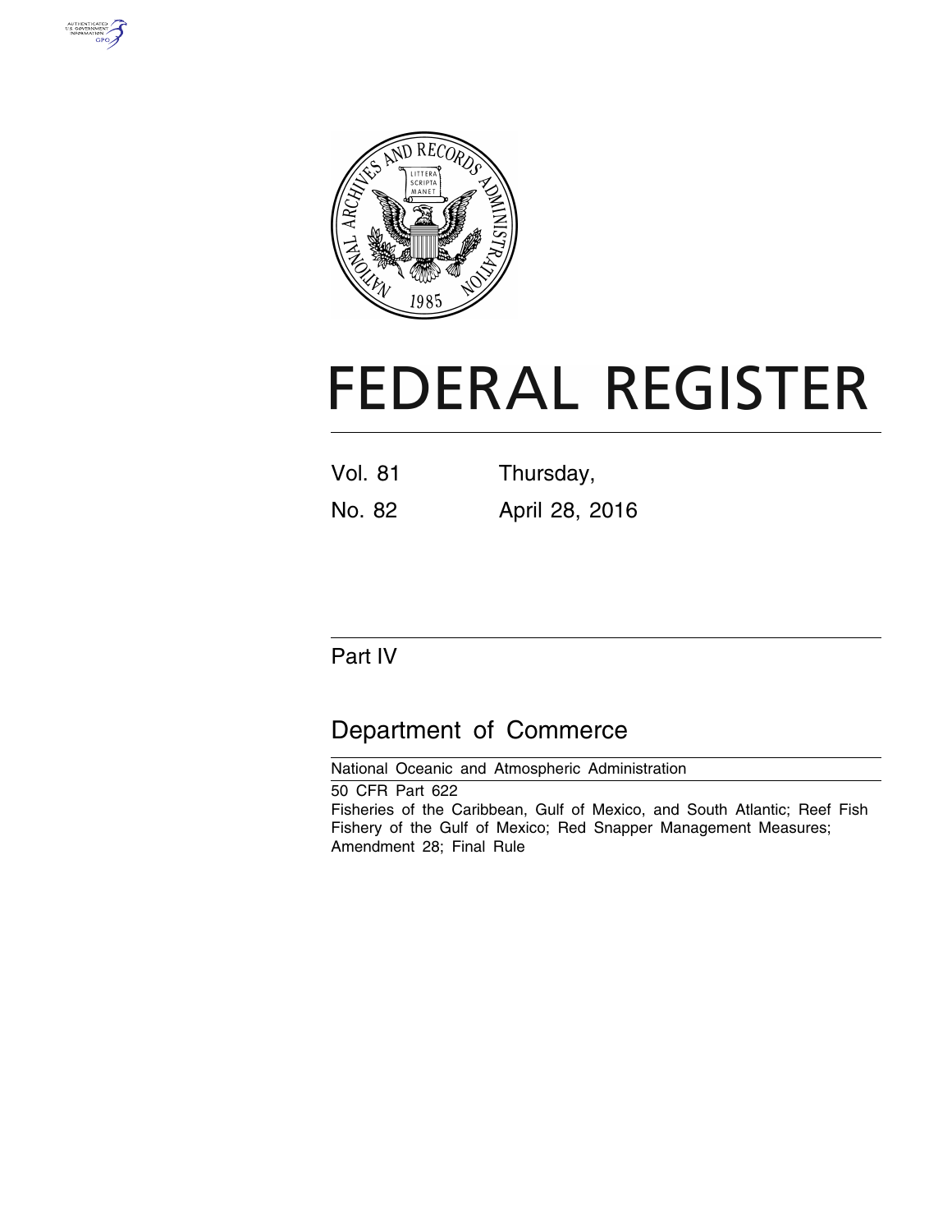# FEDERAL REGISTER

Vol. 81 Thursday,

No. 82 April 28, 2016

## Part IV

## Department of Commerce

National Oceanic and Atmospheric Administration

50 CFR Part 622

Fisheries of the Caribbean, Gulf of Mexico, and South Atlantic; Reef Fish Fishery of the Gulf of Mexico; Red Snapper Management Measures; Amendment 28; Final Rule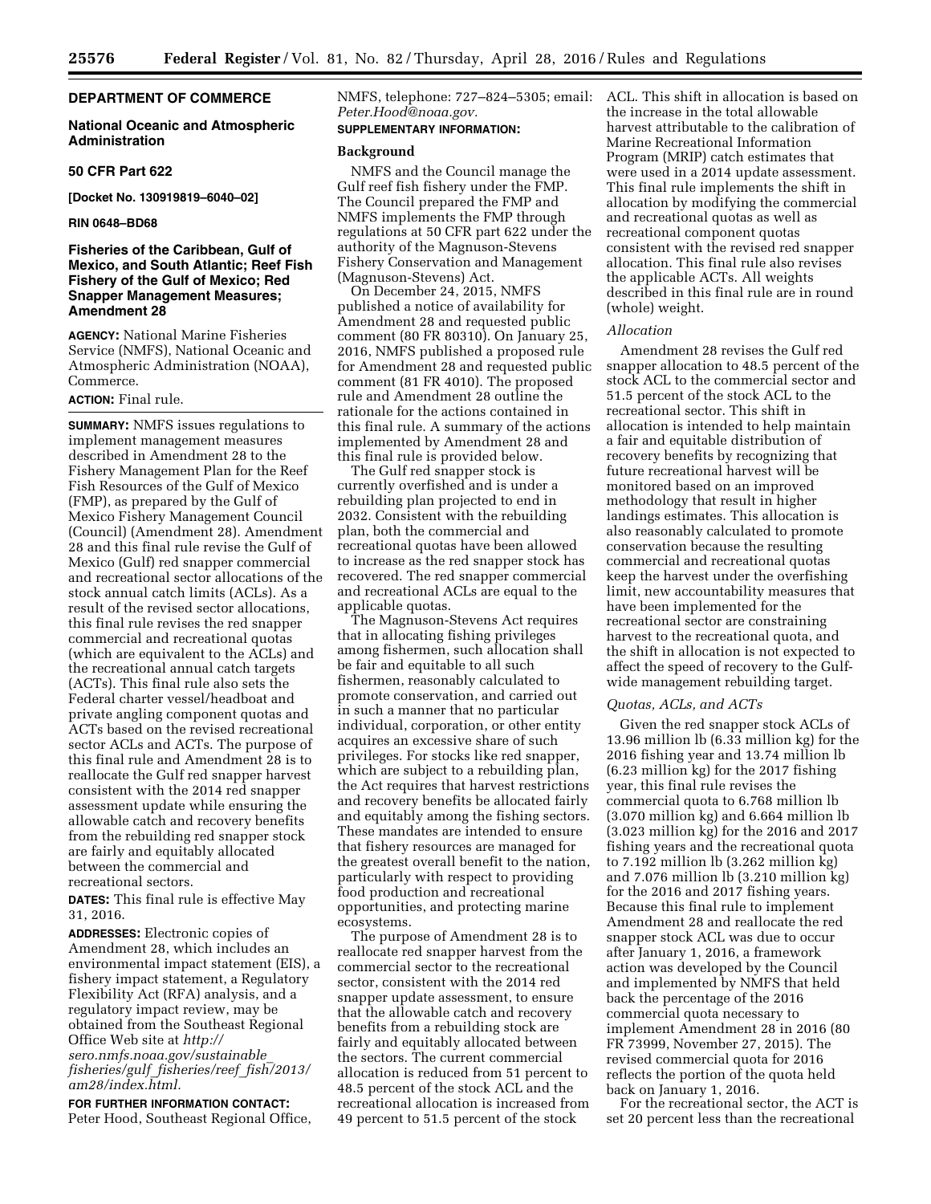## DEPARTMENT OF COMMERCE

### National Oceanic and Atmospheric Administration

### 50 CFR Part 622

**[Docket No. 130919819–6040–02]**

**RIN 0648–BD68**

### Fisheries of the Caribbean, Gulf of Mexico, and South Atlantic; Reef Fish Fishery of the Gulf of Mexico; Red Snapper Management Measures; Amendment 28

**AGENCY:** National Marine Fisheries Service (NMFS), National Oceanic and Atmospheric Administration (NOAA), Commerce.

**ACTION:** Final rule.

**SUMMARY:** NMFS issues regulations to implement management measures described in Amendment 28 to the Fishery Management Plan for the Reef Fish Resources of the Gulf of Mexico (FMP), as prepared by the Gulf of Mexico Fishery Management Council (Council) (Amendment 28). Amendment 28 and this final rule revise the Gulf of Mexico (Gulf) red snapper commercial and recreational sector allocations of the stock annual catch limits (ACLs). As a result of the revised sector allocations, this final rule revises the red snapper commercial and recreational quotas (which are equivalent to the ACLs) and the recreational annual catch targets (ACTs). This final rule also sets the Federal charter vessel/headboat and private angling component quotas and ACTs based on the revised recreational sector ACLs and ACTs. The purpose of this final rule and Amendment 28 is to reallocate the Gulf red snapper harvest consistent with the 2014 red snapper assessment update while ensuring the allowable catch and recovery benefits from the rebuilding red snapper stock are fairly and equitably allocated between the commercial and recreational sectors.

**DATES:** This final rule is effective May 31, 2016.

**ADDRESSES:** Electronic copies of Amendment 28, which includes an environmental impact statement (EIS), a fishery impact statement, a Regulatory Flexibility Act (RFA) analysis, and a regulatory impact review, may be obtained from the Southeast Regional Office Web site at *http://sero.nmfs.noaa.gov/sustainable_fisheries/gulf_fisheries/reef_fish/2013/am28/index.html.*

**FOR FURTHER INFORMATION CONTACT:** Peter Hood, Southeast Regional Office, NMFS, telephone: 727–824–5305; email: *Peter.Hood@noaa.gov.*

**SUPPLEMENTARY INFORMATION:**

#### Background

NMFS and the Council manage the Gulf reef fish fishery under the FMP. The Council prepared the FMP and NMFS implements the FMP through regulations at 50 CFR part 622 under the authority of the Magnuson-Stevens Fishery Conservation and Management (Magnuson-Stevens) Act.

On December 24, 2015, NMFS published a notice of availability for Amendment 28 and requested public comment (80 FR 80310). On January 25, 2016, NMFS published a proposed rule for Amendment 28 and requested public comment (81 FR 4010). The proposed rule and Amendment 28 outline the rationale for the actions contained in this final rule. A summary of the actions implemented by Amendment 28 and this final rule is provided below.

The Gulf red snapper stock is currently overfished and is under a rebuilding plan projected to end in 2032. Consistent with the rebuilding plan, both the commercial and recreational quotas have been allowed to increase as the red snapper stock has recovered. The red snapper commercial and recreational ACLs are equal to the applicable quotas.

The Magnuson-Stevens Act requires that in allocating fishing privileges among fishermen, such allocation shall be fair and equitable to all such fishermen, reasonably calculated to promote conservation, and carried out in such a manner that no particular individual, corporation, or other entity acquires an excessive share of such privileges. For stocks like red snapper, which are subject to a rebuilding plan, the Act requires that harvest restrictions and recovery benefits be allocated fairly and equitably among the fishing sectors. These mandates are intended to ensure that fishery resources are managed for the greatest overall benefit to the nation, particularly with respect to providing food production and recreational opportunities, and protecting marine ecosystems.

The purpose of Amendment 28 is to reallocate red snapper harvest from the commercial sector to the recreational sector, consistent with the 2014 red snapper update assessment, to ensure that the allowable catch and recovery benefits from a rebuilding stock are fairly and equitably allocated between the sectors. The current commercial allocation is reduced from 51 percent to 48.5 percent of the stock ACL and the recreational allocation is increased from 49 percent to 51.5 percent of the stock ACL. This shift in allocation is based on the increase in the total allowable harvest attributable to the calibration of Marine Recreational Information Program (MRIP) catch estimates that were used in a 2014 update assessment. This final rule implements the shift in allocation by modifying the commercial and recreational quotas as well as recreational component quotas consistent with the revised red snapper allocation. This final rule also revises the applicable ACTs. All weights described in this final rule are in round (whole) weight.

#### *Allocation*

Amendment 28 revises the Gulf red snapper allocation to 48.5 percent of the stock ACL to the commercial sector and 51.5 percent of the stock ACL to the recreational sector. This shift in allocation is intended to help maintain a fair and equitable distribution of recovery benefits by recognizing that future recreational harvest will be monitored based on an improved methodology that result in higher landings estimates. This allocation is also reasonably calculated to promote conservation because the resulting commercial and recreational quotas keep the harvest under the overfishing limit, new accountability measures that have been implemented for the recreational sector are constraining harvest to the recreational quota, and the shift in allocation is not expected to affect the speed of recovery to the Gulf-wide management rebuilding target.

#### *Quotas, ACLs, and ACTs*

Given the red snapper stock ACLs of 13.96 million lb (6.33 million kg) for the 2016 fishing year and 13.74 million lb (6.23 million kg) for the 2017 fishing year, this final rule revises the commercial quota to 6.768 million lb (3.070 million kg) and 6.664 million lb (3.023 million kg) for the 2016 and 2017 fishing years and the recreational quota to 7.192 million lb (3.262 million kg) and 7.076 million lb (3.210 million kg) for the 2016 and 2017 fishing years. Because this final rule to implement Amendment 28 and reallocate the red snapper stock ACL was due to occur after January 1, 2016, a framework action was developed by the Council and implemented by NMFS that held back the percentage of the 2016 commercial quota necessary to implement Amendment 28 in 2016 (80 FR 73999, November 27, 2015). The revised commercial quota for 2016 reflects the portion of the quota held back on January 1, 2016.

For the recreational sector, the ACT is set 20 percent less than the recreational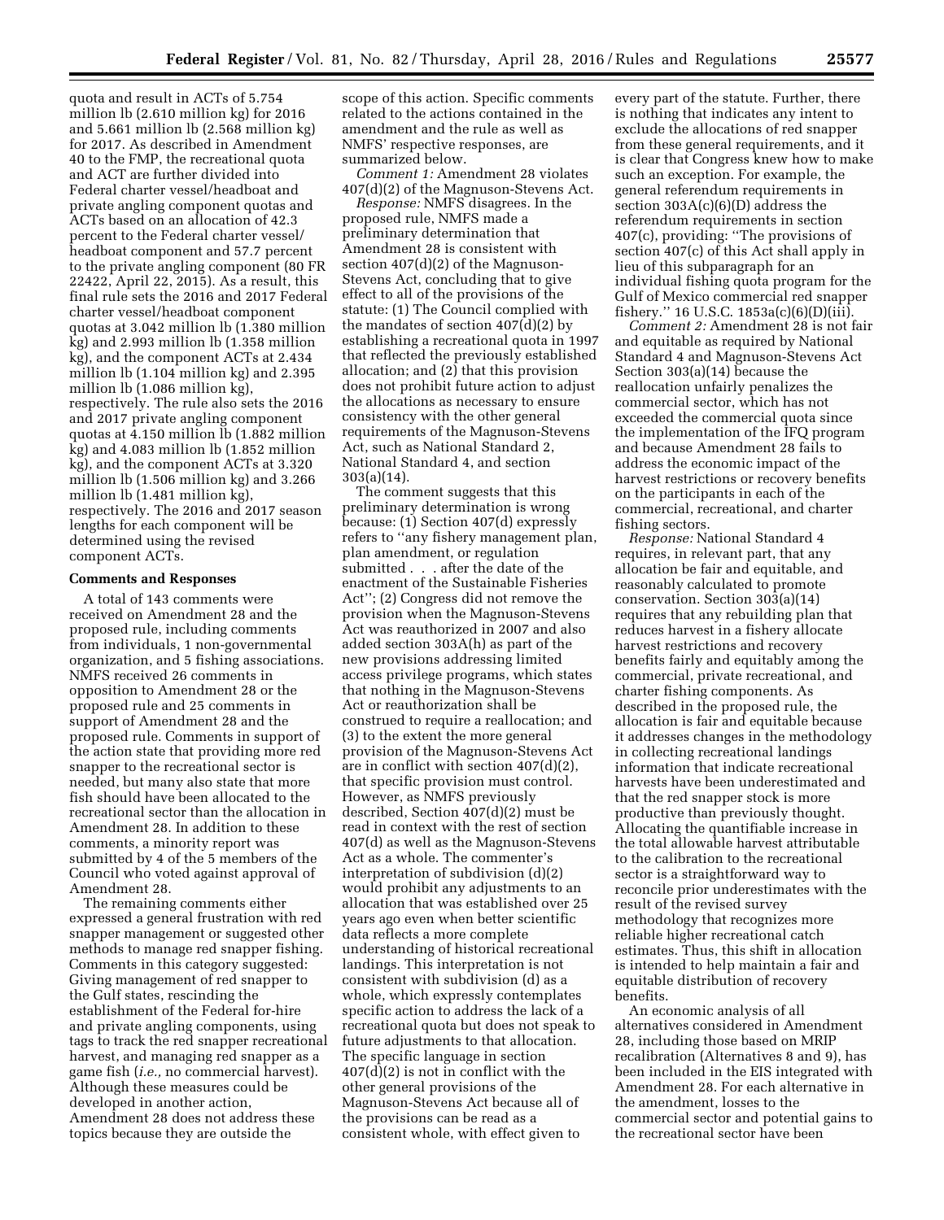quota and result in ACTs of 5.754 million lb (2.610 million kg) for 2016 and 5.661 million lb (2.568 million kg) for 2017. As described in Amendment 40 to the FMP, the recreational quota and ACT are further divided into Federal charter vessel/headboat and private angling component quotas and ACTs based on an allocation of 42.3 percent to the Federal charter vessel/headboat component and 57.7 percent to the private angling component (80 FR 22422, April 22, 2015). As a result, this final rule sets the 2016 and 2017 Federal charter vessel/headboat component quotas at 3.042 million lb (1.380 million kg) and 2.993 million lb (1.358 million kg), and the component ACTs at 2.434 million lb (1.104 million kg) and 2.395 million lb (1.086 million kg), respectively. The rule also sets the 2016 and 2017 private angling component quotas at 4.150 million lb (1.882 million kg) and 4.083 million lb (1.852 million kg), and the component ACTs at 3.320 million lb (1.506 million kg) and 3.266 million lb (1.481 million kg), respectively. The 2016 and 2017 season lengths for each component will be determined using the revised component ACTs.

## Comments and Responses

A total of 143 comments were received on Amendment 28 and the proposed rule, including comments from individuals, 1 non-governmental organization, and 5 fishing associations. NMFS received 26 comments in opposition to Amendment 28 or the proposed rule and 25 comments in support of Amendment 28 and the proposed rule. Comments in support of the action state that providing more red snapper to the recreational sector is needed, but many also state that more fish should have been allocated to the recreational sector than the allocation in Amendment 28. In addition to these comments, a minority report was submitted by 4 of the 5 members of the Council who voted against approval of Amendment 28.

The remaining comments either expressed a general frustration with red snapper management or suggested other methods to manage red snapper fishing. Comments in this category suggested: Giving management of red snapper to the Gulf states, rescinding the establishment of the Federal for-hire and private angling components, using tags to track the red snapper recreational harvest, and managing red snapper as a game fish (*i.e.,* no commercial harvest). Although these measures could be developed in another action, Amendment 28 does not address these topics because they are outside the scope of this action. Specific comments related to the actions contained in the amendment and the rule as well as NMFS' respective responses, are summarized below.

*Comment 1:* Amendment 28 violates 407(d)(2) of the Magnuson-Stevens Act.

*Response:* NMFS disagrees. In the proposed rule, NMFS made a preliminary determination that Amendment 28 is consistent with section 407(d)(2) of the Magnuson-Stevens Act, concluding that to give effect to all of the provisions of the statute: (1) The Council complied with the mandates of section 407(d)(2) by establishing a recreational quota in 1997 that reflected the previously established allocation; and (2) that this provision does not prohibit future action to adjust the allocations as necessary to ensure consistency with the other general requirements of the Magnuson-Stevens Act, such as National Standard 2, National Standard 4, and section 303(a)(14).

The comment suggests that this preliminary determination is wrong because: (1) Section 407(d) expressly refers to "any fishery management plan, plan amendment, or regulation submitted . . . after the date of the enactment of the Sustainable Fisheries Act"; (2) Congress did not remove the provision when the Magnuson-Stevens Act was reauthorized in 2007 and also added section 303A(h) as part of the new provisions addressing limited access privilege programs, which states that nothing in the Magnuson-Stevens Act or reauthorization shall be construed to require a reallocation; and (3) to the extent the more general provision of the Magnuson-Stevens Act are in conflict with section 407(d)(2), that specific provision must control. However, as NMFS previously described, Section 407(d)(2) must be read in context with the rest of section 407(d) as well as the Magnuson-Stevens Act as a whole. The commenter's interpretation of subdivision (d)(2) would prohibit any adjustments to an allocation that was established over 25 years ago even when better scientific data reflects a more complete understanding of historical recreational landings. This interpretation is not consistent with subdivision (d) as a whole, which expressly contemplates specific action to address the lack of a recreational quota but does not speak to future adjustments to that allocation. The specific language in section 407(d)(2) is not in conflict with the other general provisions of the Magnuson-Stevens Act because all of the provisions can be read as a consistent whole, with effect given to every part of the statute. Further, there is nothing that indicates any intent to exclude the allocations of red snapper from these general requirements, and it is clear that Congress knew how to make such an exception. For example, the general referendum requirements in section 303A(c)(6)(D) address the referendum requirements in section 407(c), providing: "The provisions of section 407(c) of this Act shall apply in lieu of this subparagraph for an individual fishing quota program for the Gulf of Mexico commercial red snapper fishery." 16 U.S.C. 1853a(c)(6)(D)(iii).

*Comment 2:* Amendment 28 is not fair and equitable as required by National Standard 4 and Magnuson-Stevens Act Section 303(a)(14) because the reallocation unfairly penalizes the commercial sector, which has not exceeded the commercial quota since the implementation of the IFQ program and because Amendment 28 fails to address the economic impact of the harvest restrictions or recovery benefits on the participants in each of the commercial, recreational, and charter fishing sectors.

*Response:* National Standard 4 requires, in relevant part, that any allocation be fair and equitable, and reasonably calculated to promote conservation. Section 303(a)(14) requires that any rebuilding plan that reduces harvest in a fishery allocate harvest restrictions and recovery benefits fairly and equitably among the commercial, private recreational, and charter fishing components. As described in the proposed rule, the allocation is fair and equitable because it addresses changes in the methodology in collecting recreational landings information that indicate recreational harvests have been underestimated and that the red snapper stock is more productive than previously thought. Allocating the quantifiable increase in the total allowable harvest attributable to the calibration to the recreational sector is a straightforward way to reconcile prior underestimates with the result of the revised survey methodology that recognizes more reliable higher recreational catch estimates. Thus, this shift in allocation is intended to help maintain a fair and equitable distribution of recovery benefits.

An economic analysis of all alternatives considered in Amendment 28, including those based on MRIP recalibration (Alternatives 8 and 9), has been included in the EIS integrated with Amendment 28. For each alternative in the amendment, losses to the commercial sector and potential gains to the recreational sector have been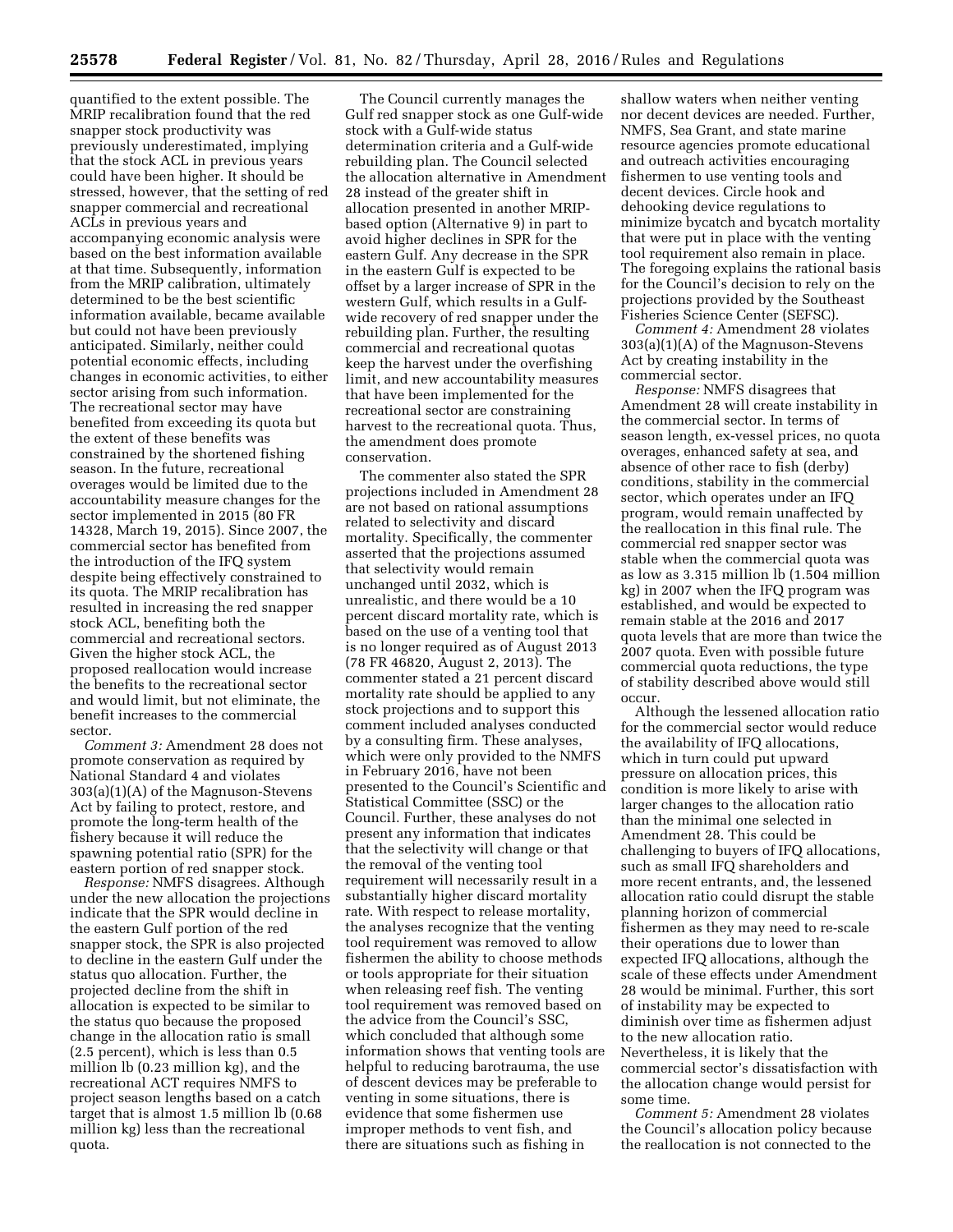quantified to the extent possible. The MRIP recalibration found that the red snapper stock productivity was previously underestimated, implying that the stock ACL in previous years could have been higher. It should be stressed, however, that the setting of red snapper commercial and recreational ACLs in previous years and accompanying economic analysis were based on the best information available at that time. Subsequently, information from the MRIP calibration, ultimately determined to be the best scientific information available, became available but could not have been previously anticipated. Similarly, neither could potential economic effects, including changes in economic activities, to either sector arising from such information. The recreational sector may have benefited from exceeding its quota but the extent of these benefits was constrained by the shortened fishing season. In the future, recreational overages would be limited due to the accountability measure changes for the sector implemented in 2015 (80 FR 14328, March 19, 2015). Since 2007, the commercial sector has benefited from the introduction of the IFQ system despite being effectively constrained to its quota. The MRIP recalibration has resulted in increasing the red snapper stock ACL, benefiting both the commercial and recreational sectors. Given the higher stock ACL, the proposed reallocation would increase the benefits to the recreational sector and would limit, but not eliminate, the benefit increases to the commercial sector.

*Comment 3:* Amendment 28 does not promote conservation as required by National Standard 4 and violates 303(a)(1)(A) of the Magnuson-Stevens Act by failing to protect, restore, and promote the long-term health of the fishery because it will reduce the spawning potential ratio (SPR) for the eastern portion of red snapper stock.

*Response:* NMFS disagrees. Although under the new allocation the projections indicate that the SPR would decline in the eastern Gulf portion of the red snapper stock, the SPR is also projected to decline in the eastern Gulf under the status quo allocation. Further, the projected decline from the shift in allocation is expected to be similar to the status quo because the proposed change in the allocation ratio is small (2.5 percent), which is less than 0.5 million lb (0.23 million kg), and the recreational ACT requires NMFS to project season lengths based on a catch target that is almost 1.5 million lb (0.68 million kg) less than the recreational quota.

The Council currently manages the Gulf red snapper stock as one Gulf-wide stock with a Gulf-wide status determination criteria and a Gulf-wide rebuilding plan. The Council selected the allocation alternative in Amendment 28 instead of the greater shift in allocation presented in another MRIP-based option (Alternative 9) in part to avoid higher declines in SPR for the eastern Gulf. Any decrease in the SPR in the eastern Gulf is expected to be offset by a larger increase of SPR in the western Gulf, which results in a Gulf-wide recovery of red snapper under the rebuilding plan. Further, the resulting commercial and recreational quotas keep the harvest under the overfishing limit, and new accountability measures that have been implemented for the recreational sector are constraining harvest to the recreational quota. Thus, the amendment does promote conservation.

The commenter also stated the SPR projections included in Amendment 28 are not based on rational assumptions related to selectivity and discard mortality. Specifically, the commenter asserted that the projections assumed that selectivity would remain unchanged until 2032, which is unrealistic, and there would be a 10 percent discard mortality rate, which is based on the use of a venting tool that is no longer required as of August 2013 (78 FR 46820, August 2, 2013). The commenter stated a 21 percent discard mortality rate should be applied to any stock projections and to support this comment included analyses conducted by a consulting firm. These analyses, which were only provided to the NMFS in February 2016, have not been presented to the Council's Scientific and Statistical Committee (SSC) or the Council. Further, these analyses do not present any information that indicates that the selectivity will change or that the removal of the venting tool requirement will necessarily result in a substantially higher discard mortality rate. With respect to release mortality, the analyses recognize that the venting tool requirement was removed to allow fishermen the ability to choose methods or tools appropriate for their situation when releasing reef fish. The venting tool requirement was removed based on the advice from the Council's SSC, which concluded that although some information shows that venting tools are helpful to reducing barotrauma, the use of descent devices may be preferable to venting in some situations, there is evidence that some fishermen use improper methods to vent fish, and there are situations such as fishing in shallow waters when neither venting nor decent devices are needed. Further, NMFS, Sea Grant, and state marine resource agencies promote educational and outreach activities encouraging fishermen to use venting tools and decent devices. Circle hook and dehooking device regulations to minimize bycatch and bycatch mortality that were put in place with the venting tool requirement also remain in place. The foregoing explains the rational basis for the Council's decision to rely on the projections provided by the Southeast Fisheries Science Center (SEFSC).

*Comment 4:* Amendment 28 violates 303(a)(1)(A) of the Magnuson-Stevens Act by creating instability in the commercial sector.

*Response:* NMFS disagrees that Amendment 28 will create instability in the commercial sector. In terms of season length, ex-vessel prices, no quota overages, enhanced safety at sea, and absence of other race to fish (derby) conditions, stability in the commercial sector, which operates under an IFQ program, would remain unaffected by the reallocation in this final rule. The commercial red snapper sector was stable when the commercial quota was as low as 3.315 million lb (1.504 million kg) in 2007 when the IFQ program was established, and would be expected to remain stable at the 2016 and 2017 quota levels that are more than twice the 2007 quota. Even with possible future commercial quota reductions, the type of stability described above would still occur.

Although the lessened allocation ratio for the commercial sector would reduce the availability of IFQ allocations, which in turn could put upward pressure on allocation prices, this condition is more likely to arise with larger changes to the allocation ratio than the minimal one selected in Amendment 28. This could be challenging to buyers of IFQ allocations, such as small IFQ shareholders and more recent entrants, and, the lessened allocation ratio could disrupt the stable planning horizon of commercial fishermen as they may need to re-scale their operations due to lower than expected IFQ allocations, although the scale of these effects under Amendment 28 would be minimal. Further, this sort of instability may be expected to diminish over time as fishermen adjust to the new allocation ratio. Nevertheless, it is likely that the commercial sector's dissatisfaction with the allocation change would persist for some time.

*Comment 5:* Amendment 28 violates the Council's allocation policy because the reallocation is not connected to the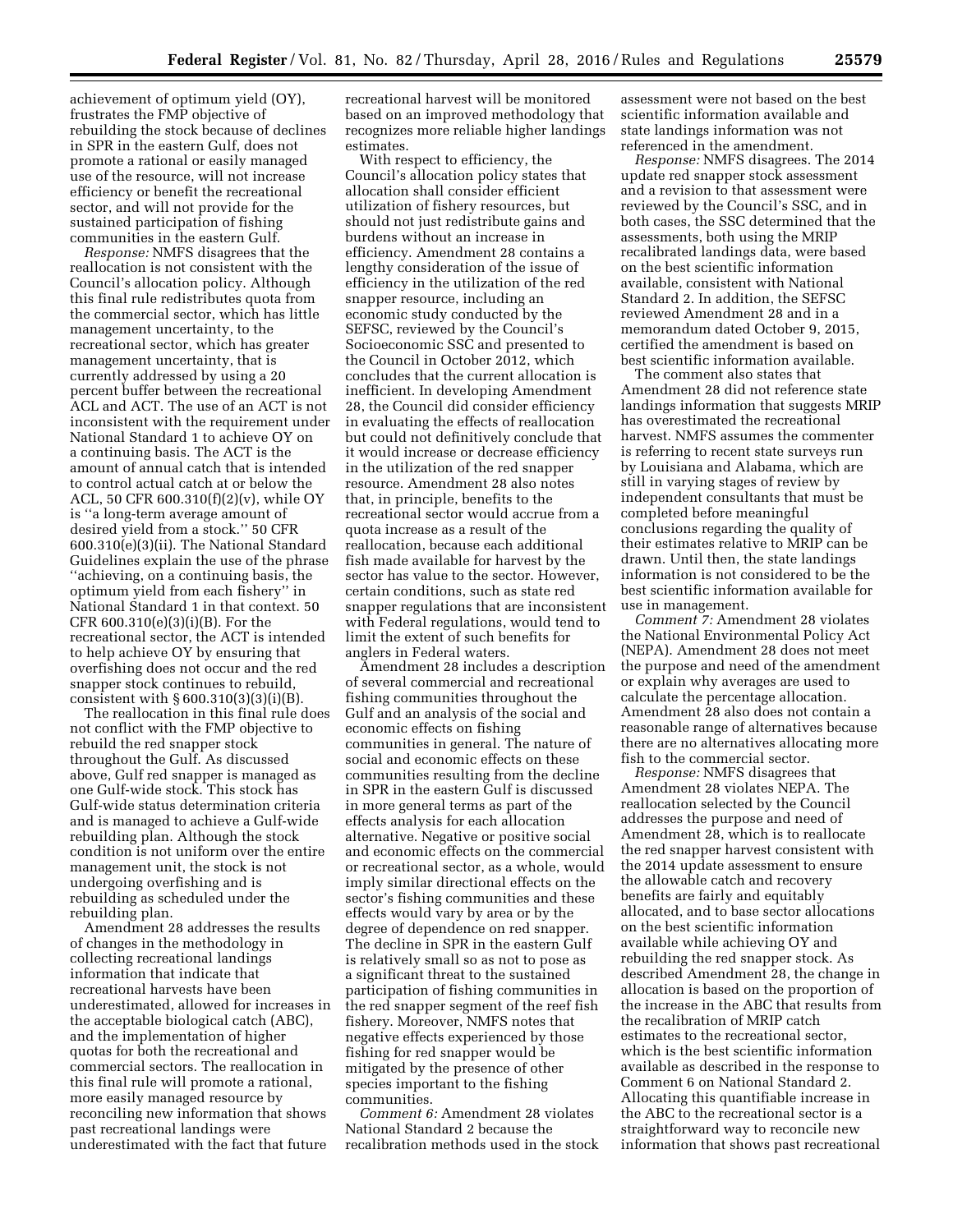achievement of optimum yield (OY), frustrates the FMP objective of rebuilding the stock because of declines in SPR in the eastern Gulf, does not promote a rational or easily managed use of the resource, will not increase efficiency or benefit the recreational sector, and will not provide for the sustained participation of fishing communities in the eastern Gulf.

*Response:* NMFS disagrees that the reallocation is not consistent with the Council's allocation policy. Although this final rule redistributes quota from the commercial sector, which has little management uncertainty, to the recreational sector, which has greater management uncertainty, that is currently addressed by using a 20 percent buffer between the recreational ACL and ACT. The use of an ACT is not inconsistent with the requirement under National Standard 1 to achieve OY on a continuing basis. The ACT is the amount of annual catch that is intended to control actual catch at or below the ACL, 50 CFR 600.310(f)(2)(v), while OY is ''a long-term average amount of desired yield from a stock.'' 50 CFR 600.310(e)(3)(ii). The National Standard Guidelines explain the use of the phrase ''achieving, on a continuing basis, the optimum yield from each fishery'' in National Standard 1 in that context. 50 CFR 600.310(e)(3)(i)(B). For the recreational sector, the ACT is intended to help achieve OY by ensuring that overfishing does not occur and the red snapper stock continues to rebuild, consistent with § 600.310(3)(3)(i)(B).

The reallocation in this final rule does not conflict with the FMP objective to rebuild the red snapper stock throughout the Gulf. As discussed above, Gulf red snapper is managed as one Gulf-wide stock. This stock has Gulf-wide status determination criteria and is managed to achieve a Gulf-wide rebuilding plan. Although the stock condition is not uniform over the entire management unit, the stock is not undergoing overfishing and is rebuilding as scheduled under the rebuilding plan.

Amendment 28 addresses the results of changes in the methodology in collecting recreational landings information that indicate that recreational harvests have been underestimated, allowed for increases in the acceptable biological catch (ABC), and the implementation of higher quotas for both the recreational and commercial sectors. The reallocation in this final rule will promote a rational, more easily managed resource by reconciling new information that shows past recreational landings were underestimated with the fact that future recreational harvest will be monitored based on an improved methodology that recognizes more reliable higher landings estimates.

With respect to efficiency, the Council's allocation policy states that allocation shall consider efficient utilization of fishery resources, but should not just redistribute gains and burdens without an increase in efficiency. Amendment 28 contains a lengthy consideration of the issue of efficiency in the utilization of the red snapper resource, including an economic study conducted by the SEFSC, reviewed by the Council's Socioeconomic SSC and presented to the Council in October 2012, which concludes that the current allocation is inefficient. In developing Amendment 28, the Council did consider efficiency in evaluating the effects of reallocation but could not definitively conclude that it would increase or decrease efficiency in the utilization of the red snapper resource. Amendment 28 also notes that, in principle, benefits to the recreational sector would accrue from a quota increase as a result of the reallocation, because each additional fish made available for harvest by the sector has value to the sector. However, certain conditions, such as state red snapper regulations that are inconsistent with Federal regulations, would tend to limit the extent of such benefits for anglers in Federal waters.

Amendment 28 includes a description of several commercial and recreational fishing communities throughout the Gulf and an analysis of the social and economic effects on fishing communities in general. The nature of social and economic effects on these communities resulting from the decline in SPR in the eastern Gulf is discussed in more general terms as part of the effects analysis for each allocation alternative. Negative or positive social and economic effects on the commercial or recreational sector, as a whole, would imply similar directional effects on the sector's fishing communities and these effects would vary by area or by the degree of dependence on red snapper. The decline in SPR in the eastern Gulf is relatively small so as not to pose as a significant threat to the sustained participation of fishing communities in the red snapper segment of the reef fish fishery. Moreover, NMFS notes that negative effects experienced by those fishing for red snapper would be mitigated by the presence of other species important to the fishing communities.

*Comment 6:* Amendment 28 violates National Standard 2 because the recalibration methods used in the stock assessment were not based on the best scientific information available and state landings information was not referenced in the amendment.

*Response:* NMFS disagrees. The 2014 update red snapper stock assessment and a revision to that assessment were reviewed by the Council's SSC, and in both cases, the SSC determined that the assessments, both using the MRIP recalibrated landings data, were based on the best scientific information available, consistent with National Standard 2. In addition, the SEFSC reviewed Amendment 28 and in a memorandum dated October 9, 2015, certified the amendment is based on best scientific information available.

The comment also states that Amendment 28 did not reference state landings information that suggests MRIP has overestimated the recreational harvest. NMFS assumes the commenter is referring to recent state surveys run by Louisiana and Alabama, which are still in varying stages of review by independent consultants that must be completed before meaningful conclusions regarding the quality of their estimates relative to MRIP can be drawn. Until then, the state landings information is not considered to be the best scientific information available for use in management.

*Comment 7:* Amendment 28 violates the National Environmental Policy Act (NEPA). Amendment 28 does not meet the purpose and need of the amendment or explain why averages are used to calculate the percentage allocation. Amendment 28 also does not contain a reasonable range of alternatives because there are no alternatives allocating more fish to the commercial sector.

*Response:* NMFS disagrees that Amendment 28 violates NEPA. The reallocation selected by the Council addresses the purpose and need of Amendment 28, which is to reallocate the red snapper harvest consistent with the 2014 update assessment to ensure the allowable catch and recovery benefits are fairly and equitably allocated, and to base sector allocations on the best scientific information available while achieving OY and rebuilding the red snapper stock. As described Amendment 28, the change in allocation is based on the proportion of the increase in the ABC that results from the recalibration of MRIP catch estimates to the recreational sector, which is the best scientific information available as described in the response to Comment 6 on National Standard 2. Allocating this quantifiable increase in the ABC to the recreational sector is a straightforward way to reconcile new information that shows past recreational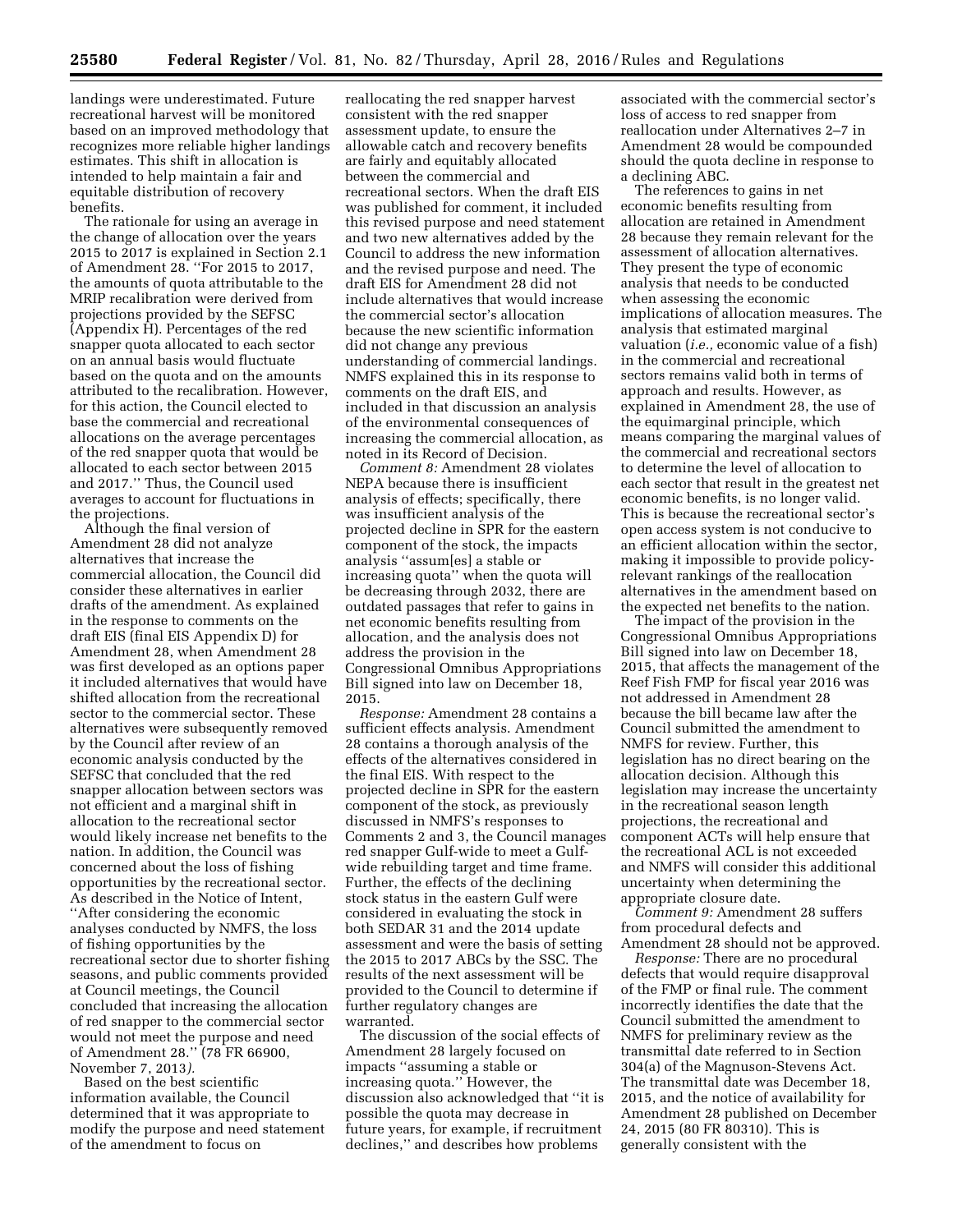landings were underestimated. Future recreational harvest will be monitored based on an improved methodology that recognizes more reliable higher landings estimates. This shift in allocation is intended to help maintain a fair and equitable distribution of recovery benefits.

The rationale for using an average in the change of allocation over the years 2015 to 2017 is explained in Section 2.1 of Amendment 28. ''For 2015 to 2017, the amounts of quota attributable to the MRIP recalibration were derived from projections provided by the SEFSC (Appendix H). Percentages of the red snapper quota allocated to each sector on an annual basis would fluctuate based on the quota and on the amounts attributed to the recalibration. However, for this action, the Council elected to base the commercial and recreational allocations on the average percentages of the red snapper quota that would be allocated to each sector between 2015 and 2017.'' Thus, the Council used averages to account for fluctuations in the projections.

Although the final version of Amendment 28 did not analyze alternatives that increase the commercial allocation, the Council did consider these alternatives in earlier drafts of the amendment. As explained in the response to comments on the draft EIS (final EIS Appendix D) for Amendment 28, when Amendment 28 was first developed as an options paper it included alternatives that would have shifted allocation from the recreational sector to the commercial sector. These alternatives were subsequently removed by the Council after review of an economic analysis conducted by the SEFSC that concluded that the red snapper allocation between sectors was not efficient and a marginal shift in allocation to the recreational sector would likely increase net benefits to the nation. In addition, the Council was concerned about the loss of fishing opportunities by the recreational sector. As described in the Notice of Intent, ''After considering the economic analyses conducted by NMFS, the loss of fishing opportunities by the recreational sector due to shorter fishing seasons, and public comments provided at Council meetings, the Council concluded that increasing the allocation of red snapper to the commercial sector would not meet the purpose and need of Amendment 28.'' (78 FR 66900, November 7, 2013).

Based on the best scientific information available, the Council determined that it was appropriate to modify the purpose and need statement of the amendment to focus on reallocating the red snapper harvest consistent with the red snapper assessment update, to ensure the allowable catch and recovery benefits are fairly and equitably allocated between the commercial and recreational sectors. When the draft EIS was published for comment, it included this revised purpose and need statement and two new alternatives added by the Council to address the new information and the revised purpose and need. The draft EIS for Amendment 28 did not include alternatives that would increase the commercial sector's allocation because the new scientific information did not change any previous understanding of commercial landings. NMFS explained this in its response to comments on the draft EIS, and included in that discussion an analysis of the environmental consequences of increasing the commercial allocation, as noted in its Record of Decision.

*Comment 8:* Amendment 28 violates NEPA because there is insufficient analysis of effects; specifically, there was insufficient analysis of the projected decline in SPR for the eastern component of the stock, the impacts analysis ''assum[es] a stable or increasing quota'' when the quota will be decreasing through 2032, there are outdated passages that refer to gains in net economic benefits resulting from allocation, and the analysis does not address the provision in the Congressional Omnibus Appropriations Bill signed into law on December 18, 2015.

*Response:* Amendment 28 contains a sufficient effects analysis. Amendment 28 contains a thorough analysis of the effects of the alternatives considered in the final EIS. With respect to the projected decline in SPR for the eastern component of the stock, as previously discussed in NMFS's responses to Comments 2 and 3, the Council manages red snapper Gulf-wide to meet a Gulf-wide rebuilding target and time frame. Further, the effects of the declining stock status in the eastern Gulf were considered in evaluating the stock in both SEDAR 31 and the 2014 update assessment and were the basis of setting the 2015 to 2017 ABCs by the SSC. The results of the next assessment will be provided to the Council to determine if further regulatory changes are warranted.

The discussion of the social effects of Amendment 28 largely focused on impacts ''assuming a stable or increasing quota.'' However, the discussion also acknowledged that ''it is possible the quota may decrease in future years, for example, if recruitment declines,'' and describes how problems associated with the commercial sector's loss of access to red snapper from reallocation under Alternatives 2–7 in Amendment 28 would be compounded should the quota decline in response to a declining ABC.

The references to gains in net economic benefits resulting from allocation are retained in Amendment 28 because they remain relevant for the assessment of allocation alternatives. They present the type of economic analysis that needs to be conducted when assessing the economic implications of allocation measures. The analysis that estimated marginal valuation (*i.e.,* economic value of a fish) in the commercial and recreational sectors remains valid both in terms of approach and results. However, as explained in Amendment 28, the use of the equimarginal principle, which means comparing the marginal values of the commercial and recreational sectors to determine the level of allocation to each sector that result in the greatest net economic benefits, is no longer valid. This is because the recreational sector's open access system is not conducive to an efficient allocation within the sector, making it impossible to provide policy-relevant rankings of the reallocation alternatives in the amendment based on the expected net benefits to the nation.

The impact of the provision in the Congressional Omnibus Appropriations Bill signed into law on December 18, 2015, that affects the management of the Reef Fish FMP for fiscal year 2016 was not addressed in Amendment 28 because the bill became law after the Council submitted the amendment to NMFS for review. Further, this legislation has no direct bearing on the allocation decision. Although this legislation may increase the uncertainty in the recreational season length projections, the recreational and component ACTs will help ensure that the recreational ACL is not exceeded and NMFS will consider this additional uncertainty when determining the appropriate closure date.

*Comment 9:* Amendment 28 suffers from procedural defects and Amendment 28 should not be approved.

*Response:* There are no procedural defects that would require disapproval of the FMP or final rule. The comment incorrectly identifies the date that the Council submitted the amendment to NMFS for preliminary review as the transmittal date referred to in Section 304(a) of the Magnuson-Stevens Act. The transmittal date was December 18, 2015, and the notice of availability for Amendment 28 published on December 24, 2015 (80 FR 80310). This is generally consistent with the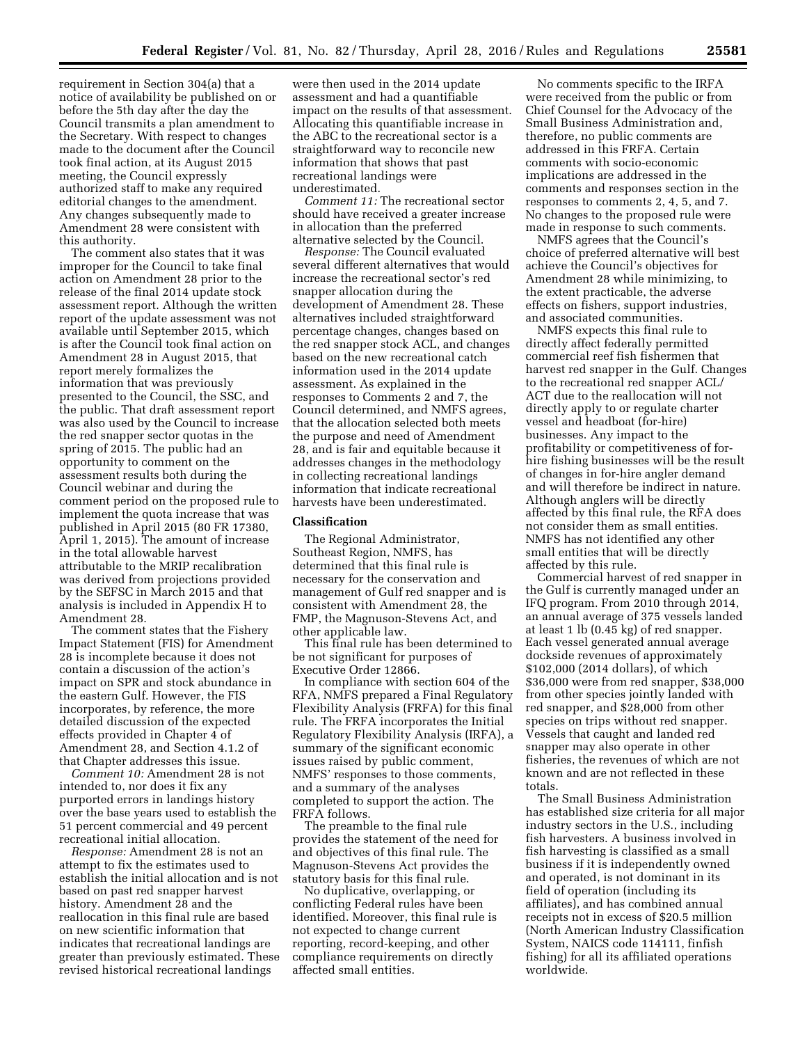requirement in Section 304(a) that a notice of availability be published on or before the 5th day after the day the Council transmits a plan amendment to the Secretary. With respect to changes made to the document after the Council took final action, at its August 2015 meeting, the Council expressly authorized staff to make any required editorial changes to the amendment. Any changes subsequently made to Amendment 28 were consistent with this authority.

The comment also states that it was improper for the Council to take final action on Amendment 28 prior to the release of the final 2014 update stock assessment report. Although the written report of the update assessment was not available until September 2015, which is after the Council took final action on Amendment 28 in August 2015, that report merely formalizes the information that was previously presented to the Council, the SSC, and the public. That draft assessment report was also used by the Council to increase the red snapper sector quotas in the spring of 2015. The public had an opportunity to comment on the assessment results both during the Council webinar and during the comment period on the proposed rule to implement the quota increase that was published in April 2015 (80 FR 17380, April 1, 2015). The amount of increase in the total allowable harvest attributable to the MRIP recalibration was derived from projections provided by the SEFSC in March 2015 and that analysis is included in Appendix H to Amendment 28.

The comment states that the Fishery Impact Statement (FIS) for Amendment 28 is incomplete because it does not contain a discussion of the action's impact on SPR and stock abundance in the eastern Gulf. However, the FIS incorporates, by reference, the more detailed discussion of the expected effects provided in Chapter 4 of Amendment 28, and Section 4.1.2 of that Chapter addresses this issue.

*Comment 10:* Amendment 28 is not intended to, nor does it fix any purported errors in landings history over the base years used to establish the 51 percent commercial and 49 percent recreational initial allocation.

*Response:* Amendment 28 is not an attempt to fix the estimates used to establish the initial allocation and is not based on past red snapper harvest history. Amendment 28 and the reallocation in this final rule are based on new scientific information that indicates that recreational landings are greater than previously estimated. These revised historical recreational landings were then used in the 2014 update assessment and had a quantifiable impact on the results of that assessment. Allocating this quantifiable increase in the ABC to the recreational sector is a straightforward way to reconcile new information that shows that past recreational landings were underestimated.

*Comment 11:* The recreational sector should have received a greater increase in allocation than the preferred alternative selected by the Council.

*Response:* The Council evaluated several different alternatives that would increase the recreational sector's red snapper allocation during the development of Amendment 28. These alternatives included straightforward percentage changes, changes based on the red snapper stock ACL, and changes based on the new recreational catch information used in the 2014 update assessment. As explained in the responses to Comments 2 and 7, the Council determined, and NMFS agrees, that the allocation selected both meets the purpose and need of Amendment 28, and is fair and equitable because it addresses changes in the methodology in collecting recreational landings information that indicate recreational harvests have been underestimated.

## Classification

The Regional Administrator, Southeast Region, NMFS, has determined that this final rule is necessary for the conservation and management of Gulf red snapper and is consistent with Amendment 28, the FMP, the Magnuson-Stevens Act, and other applicable law.

This final rule has been determined to be not significant for purposes of Executive Order 12866.

In compliance with section 604 of the RFA, NMFS prepared a Final Regulatory Flexibility Analysis (FRFA) for this final rule. The FRFA incorporates the Initial Regulatory Flexibility Analysis (IRFA), a summary of the significant economic issues raised by public comment, NMFS' responses to those comments, and a summary of the analyses completed to support the action. The FRFA follows.

The preamble to the final rule provides the statement of the need for and objectives of this final rule. The Magnuson-Stevens Act provides the statutory basis for this final rule.

No duplicative, overlapping, or conflicting Federal rules have been identified. Moreover, this final rule is not expected to change current reporting, record-keeping, and other compliance requirements on directly affected small entities.

No comments specific to the IRFA were received from the public or from Chief Counsel for the Advocacy of the Small Business Administration and, therefore, no public comments are addressed in this FRFA. Certain comments with socio-economic implications are addressed in the comments and responses section in the responses to comments 2, 4, 5, and 7. No changes to the proposed rule were made in response to such comments.

NMFS agrees that the Council's choice of preferred alternative will best achieve the Council's objectives for Amendment 28 while minimizing, to the extent practicable, the adverse effects on fishers, support industries, and associated communities.

NMFS expects this final rule to directly affect federally permitted commercial reef fish fishermen that harvest red snapper in the Gulf. Changes to the recreational red snapper ACL/ACT due to the reallocation will not directly apply to or regulate charter vessel and headboat (for-hire) businesses. Any impact to the profitability or competitiveness of for-hire fishing businesses will be the result of changes in for-hire angler demand and will therefore be indirect in nature. Although anglers will be directly affected by this final rule, the RFA does not consider them as small entities. NMFS has not identified any other small entities that will be directly affected by this rule.

Commercial harvest of red snapper in the Gulf is currently managed under an IFQ program. From 2010 through 2014, an annual average of 375 vessels landed at least 1 lb (0.45 kg) of red snapper. Each vessel generated annual average dockside revenues of approximately $102,000 (2014 dollars), of which $36,000 were from red snapper, $38,000 from other species jointly landed with red snapper, and $28,000 from other species on trips without red snapper. Vessels that caught and landed red snapper may also operate in other fisheries, the revenues of which are not known and are not reflected in these totals.

The Small Business Administration has established size criteria for all major industry sectors in the U.S., including fish harvesters. A business involved in fish harvesting is classified as a small business if it is independently owned and operated, is not dominant in its field of operation (including its affiliates), and has combined annual receipts not in excess of $20.5 million (North American Industry Classification System, NAICS code 114111, finfish fishing) for all its affiliated operations worldwide.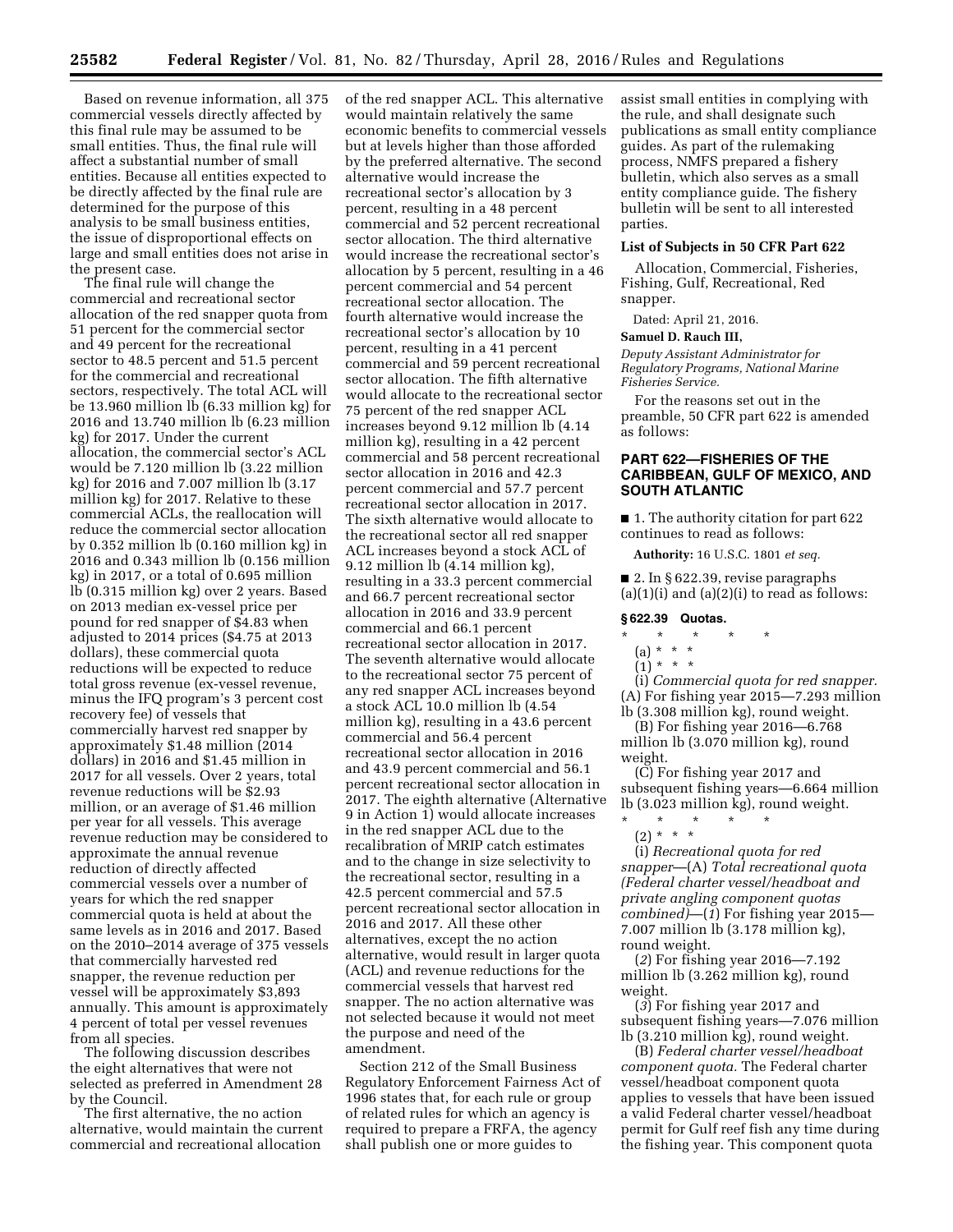Based on revenue information, all 375 commercial vessels directly affected by this final rule may be assumed to be small entities. Thus, the final rule will affect a substantial number of small entities. Because all entities expected to be directly affected by the final rule are determined for the purpose of this analysis to be small business entities, the issue of disproportional effects on large and small entities does not arise in the present case.

The final rule will change the commercial and recreational sector allocation of the red snapper quota from 51 percent for the commercial sector and 49 percent for the recreational sector to 48.5 percent and 51.5 percent for the commercial and recreational sectors, respectively. The total ACL will be 13.960 million lb (6.33 million kg) for 2016 and 13.740 million lb (6.23 million kg) for 2017. Under the current allocation, the commercial sector's ACL would be 7.120 million lb (3.22 million kg) for 2016 and 7.007 million lb (3.17 million kg) for 2017. Relative to these commercial ACLs, the reallocation will reduce the commercial sector allocation by 0.352 million lb (0.160 million kg) in 2016 and 0.343 million lb (0.156 million kg) in 2017, or a total of 0.695 million lb (0.315 million kg) over 2 years. Based on 2013 median ex-vessel price per pound for red snapper of $4.83 when adjusted to 2014 prices ($4.75 at 2013 dollars), these commercial quota reductions will be expected to reduce total gross revenue (ex-vessel revenue, minus the IFQ program's 3 percent cost recovery fee) of vessels that commercially harvest red snapper by approximately $1.48 million (2014 dollars) in 2016 and $1.45 million in 2017 for all vessels. Over 2 years, total revenue reductions will be $2.93 million, or an average of $1.46 million per year for all vessels. This average revenue reduction may be considered to approximate the annual revenue reduction of directly affected commercial vessels over a number of years for which the red snapper commercial quota is held at about the same levels as in 2016 and 2017. Based on the 2010–2014 average of 375 vessels that commercially harvested red snapper, the revenue reduction per vessel will be approximately $3,893 annually. This amount is approximately 4 percent of total per vessel revenues from all species.

The following discussion describes the eight alternatives that were not selected as preferred in Amendment 28 by the Council.

The first alternative, the no action alternative, would maintain the current commercial and recreational allocation of the red snapper ACL. This alternative would maintain relatively the same economic benefits to commercial vessels but at levels higher than those afforded by the preferred alternative. The second alternative would increase the recreational sector's allocation by 3 percent, resulting in a 48 percent commercial and 52 percent recreational sector allocation. The third alternative would increase the recreational sector's allocation by 5 percent, resulting in a 46 percent commercial and 54 percent recreational sector allocation. The fourth alternative would increase the recreational sector's allocation by 10 percent, resulting in a 41 percent commercial and 59 percent recreational sector allocation. The fifth alternative would allocate to the recreational sector 75 percent of the red snapper ACL increases beyond 9.12 million lb (4.14 million kg), resulting in a 42 percent commercial and 58 percent recreational sector allocation in 2016 and 42.3 percent commercial and 57.7 percent recreational sector allocation in 2017. The sixth alternative would allocate to the recreational sector all red snapper ACL increases beyond a stock ACL of 9.12 million lb (4.14 million kg), resulting in a 33.3 percent commercial and 66.7 percent recreational sector allocation in 2016 and 33.9 percent commercial and 66.1 percent recreational sector allocation in 2017. The seventh alternative would allocate to the recreational sector 75 percent of any red snapper ACL increases beyond a stock ACL 10.0 million lb (4.54 million kg), resulting in a 43.6 percent commercial and 56.4 percent recreational sector allocation in 2016 and 43.9 percent commercial and 56.1 percent recreational sector allocation in 2017. The eighth alternative (Alternative 9 in Action 1) would allocate increases in the red snapper ACL due to the recalibration of MRIP catch estimates and to the change in size selectivity to the recreational sector, resulting in a 42.5 percent commercial and 57.5 percent recreational sector allocation in 2016 and 2017. All these other alternatives, except the no action alternative, would result in larger quota (ACL) and revenue reductions for the commercial vessels that harvest red snapper. The no action alternative was not selected because it would not meet the purpose and need of the amendment.

Section 212 of the Small Business Regulatory Enforcement Fairness Act of 1996 states that, for each rule or group of related rules for which an agency is required to prepare a FRFA, the agency shall publish one or more guides to assist small entities in complying with the rule, and shall designate such publications as small entity compliance guides. As part of the rulemaking process, NMFS prepared a fishery bulletin, which also serves as a small entity compliance guide. The fishery bulletin will be sent to all interested parties.

**List of Subjects in 50 CFR Part 622**

Allocation, Commercial, Fisheries, Fishing, Gulf, Recreational, Red snapper.

Dated: April 21, 2016.

**Samuel D. Rauch III,**

*Deputy Assistant Administrator for Regulatory Programs, National Marine Fisheries Service.*

For the reasons set out in the preamble, 50 CFR part 622 is amended as follows:

## PART 622—FISHERIES OF THE CARIBBEAN, GULF OF MEXICO, AND SOUTH ATLANTIC

■ 1. The authority citation for part 622 continues to read as follows:

**Authority:** 16 U.S.C. 1801 *et seq.*

■ 2. In § 622.39, revise paragraphs (a)(1)(i) and (a)(2)(i) to read as follows:

### § 622.39 Quotas.

\* \* \* \* \*

(a) \* \* \*

(1) \* \* \*

(i) *Commercial quota for red snapper.* (A) For fishing year 2015—7.293 million lb (3.308 million kg), round weight.

(B) For fishing year 2016—6.768 million lb (3.070 million kg), round weight.

(C) For fishing year 2017 and subsequent fishing years—6.664 million lb (3.023 million kg), round weight.

\* \* \* \* \*

(2) \* \* \*

(i) *Recreational quota for red snapper*—(A) *Total recreational quota (Federal charter vessel/headboat and private angling component quotas combined)*—(*1*) For fishing year 2015—7.007 million lb (3.178 million kg), round weight.

(*2*) For fishing year 2016—7.192 million lb (3.262 million kg), round weight.

(*3*) For fishing year 2017 and subsequent fishing years—7.076 million lb (3.210 million kg), round weight.

(B) *Federal charter vessel/headboat component quota.* The Federal charter vessel/headboat component quota applies to vessels that have been issued a valid Federal charter vessel/headboat permit for Gulf reef fish any time during the fishing year. This component quota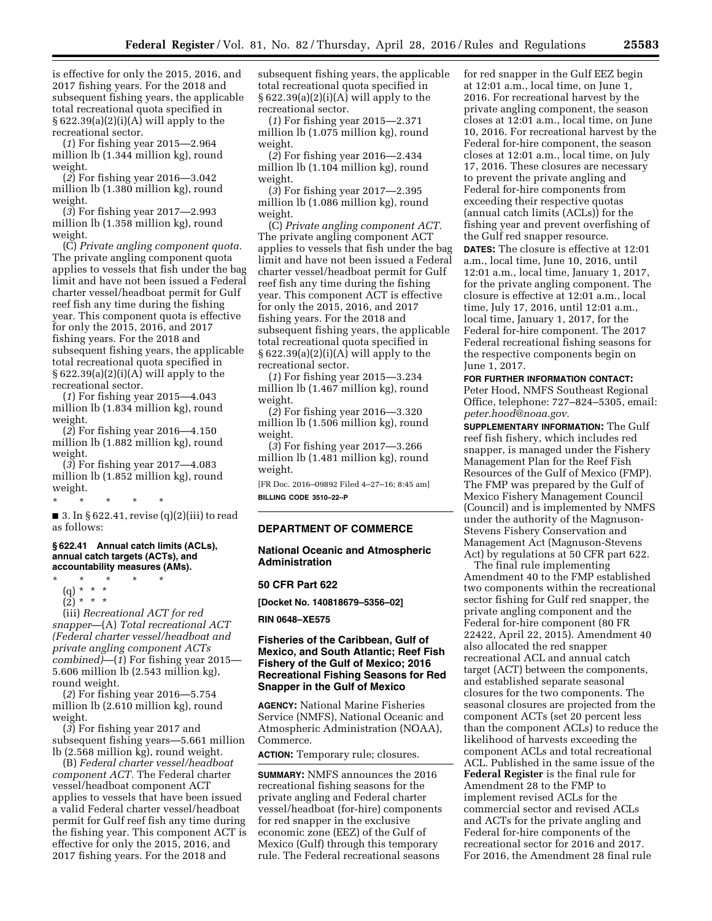is effective for only the 2015, 2016, and 2017 fishing years. For the 2018 and subsequent fishing years, the applicable total recreational quota specified in § 622.39(a)(2)(i)(A) will apply to the recreational sector.

(*1*) For fishing year 2015—2.964 million lb (1.344 million kg), round weight.

(*2*) For fishing year 2016—3.042 million lb (1.380 million kg), round weight.

(*3*) For fishing year 2017—2.993 million lb (1.358 million kg), round weight.

(C) *Private angling component quota.* The private angling component quota applies to vessels that fish under the bag limit and have not been issued a Federal charter vessel/headboat permit for Gulf reef fish any time during the fishing year. This component quota is effective for only the 2015, 2016, and 2017 fishing years. For the 2018 and subsequent fishing years, the applicable total recreational quota specified in § 622.39(a)(2)(i)(A) will apply to the recreational sector.

(*1*) For fishing year 2015—4.043 million lb (1.834 million kg), round weight.

(*2*) For fishing year 2016—4.150 million lb (1.882 million kg), round weight.

(*3*) For fishing year 2017—4.083 million lb (1.852 million kg), round weight.

\* \* \* \* \*

■ 3. In § 622.41, revise (q)(2)(iii) to read as follows:

**§ 622.41 Annual catch limits (ACLs), annual catch targets (ACTs), and accountability measures (AMs).**

\* \* \* \* \*

(q) \* \* \*

(2) \* \* \*

(iii) *Recreational ACT for red snapper*—(A) *Total recreational ACT (Federal charter vessel/headboat and private angling component ACTs combined)*—(*1*) For fishing year 2015—5.606 million lb (2.543 million kg), round weight.

(*2*) For fishing year 2016—5.754 million lb (2.610 million kg), round weight.

(*3*) For fishing year 2017 and subsequent fishing years—5.661 million lb (2.568 million kg), round weight.

(B) *Federal charter vessel/headboat component ACT.* The Federal charter vessel/headboat component ACT applies to vessels that have been issued a valid Federal charter vessel/headboat permit for Gulf reef fish any time during the fishing year. This component ACT is effective for only the 2015, 2016, and 2017 fishing years. For the 2018 and subsequent fishing years, the applicable total recreational quota specified in § 622.39(a)(2)(i)(A) will apply to the recreational sector.

(*1*) For fishing year 2015—2.371 million lb (1.075 million kg), round weight.

(*2*) For fishing year 2016—2.434 million lb (1.104 million kg), round weight.

(*3*) For fishing year 2017—2.395 million lb (1.086 million kg), round weight.

(C) *Private angling component ACT.* The private angling component ACT applies to vessels that fish under the bag limit and have not been issued a Federal charter vessel/headboat permit for Gulf reef fish any time during the fishing year. This component ACT is effective for only the 2015, 2016, and 2017 fishing years. For the 2018 and subsequent fishing years, the applicable total recreational quota specified in § 622.39(a)(2)(i)(A) will apply to the recreational sector.

(*1*) For fishing year 2015—3.234 million lb (1.467 million kg), round weight.

(*2*) For fishing year 2016—3.320 million lb (1.506 million kg), round weight.

(*3*) For fishing year 2017—3.266 million lb (1.481 million kg), round weight.

[FR Doc. 2016–09892 Filed 4–27–16; 8:45 am]

**BILLING CODE 3510–22–P**

## DEPARTMENT OF COMMERCE

### National Oceanic and Atmospheric Administration

#### 50 CFR Part 622

**[Docket No. 140818679–5356–02]**

**RIN 0648–XE575**

### Fisheries of the Caribbean, Gulf of Mexico, and South Atlantic; Reef Fish Fishery of the Gulf of Mexico; 2016 Recreational Fishing Seasons for Red Snapper in the Gulf of Mexico

**AGENCY:** National Marine Fisheries Service (NMFS), National Oceanic and Atmospheric Administration (NOAA), Commerce.

**ACTION:** Temporary rule; closures.

**SUMMARY:** NMFS announces the 2016 recreational fishing seasons for the private angling and Federal charter vessel/headboat (for-hire) components for red snapper in the exclusive economic zone (EEZ) of the Gulf of Mexico (Gulf) through this temporary rule. The Federal recreational seasons for red snapper in the Gulf EEZ begin at 12:01 a.m., local time, on June 1, 2016. For recreational harvest by the private angling component, the season closes at 12:01 a.m., local time, on June 10, 2016. For recreational harvest by the Federal for-hire component, the season closes at 12:01 a.m., local time, on July 17, 2016. These closures are necessary to prevent the private angling and Federal for-hire components from exceeding their respective quotas (annual catch limits (ACLs)) for the fishing year and prevent overfishing of the Gulf red snapper resource.

**DATES:** The closure is effective at 12:01 a.m., local time, June 10, 2016, until 12:01 a.m., local time, January 1, 2017, for the private angling component. The closure is effective at 12:01 a.m., local time, July 17, 2016, until 12:01 a.m., local time, January 1, 2017, for the Federal for-hire component. The 2017 Federal recreational fishing seasons for the respective components begin on June 1, 2017.

**FOR FURTHER INFORMATION CONTACT:** Peter Hood, NMFS Southeast Regional Office, telephone: 727–824–5305, email: *peter.hood@noaa.gov.*

**SUPPLEMENTARY INFORMATION:** The Gulf reef fish fishery, which includes red snapper, is managed under the Fishery Management Plan for the Reef Fish Resources of the Gulf of Mexico (FMP). The FMP was prepared by the Gulf of Mexico Fishery Management Council (Council) and is implemented by NMFS under the authority of the Magnuson-Stevens Fishery Conservation and Management Act (Magnuson-Stevens Act) by regulations at 50 CFR part 622.

The final rule implementing Amendment 40 to the FMP established two components within the recreational sector fishing for Gulf red snapper, the private angling component and the Federal for-hire component (80 FR 22422, April 22, 2015). Amendment 40 also allocated the red snapper recreational ACL and annual catch target (ACT) between the components, and established separate seasonal closures for the two components. The seasonal closures are projected from the component ACTs (set 20 percent less than the component ACLs) to reduce the likelihood of harvests exceeding the component ACLs and total recreational ACL. Published in the same issue of the **Federal Register** is the final rule for Amendment 28 to the FMP to implement revised ACLs for the commercial sector and revised ACLs and ACTs for the private angling and Federal for-hire components of the recreational sector for 2016 and 2017. For 2016, the Amendment 28 final rule